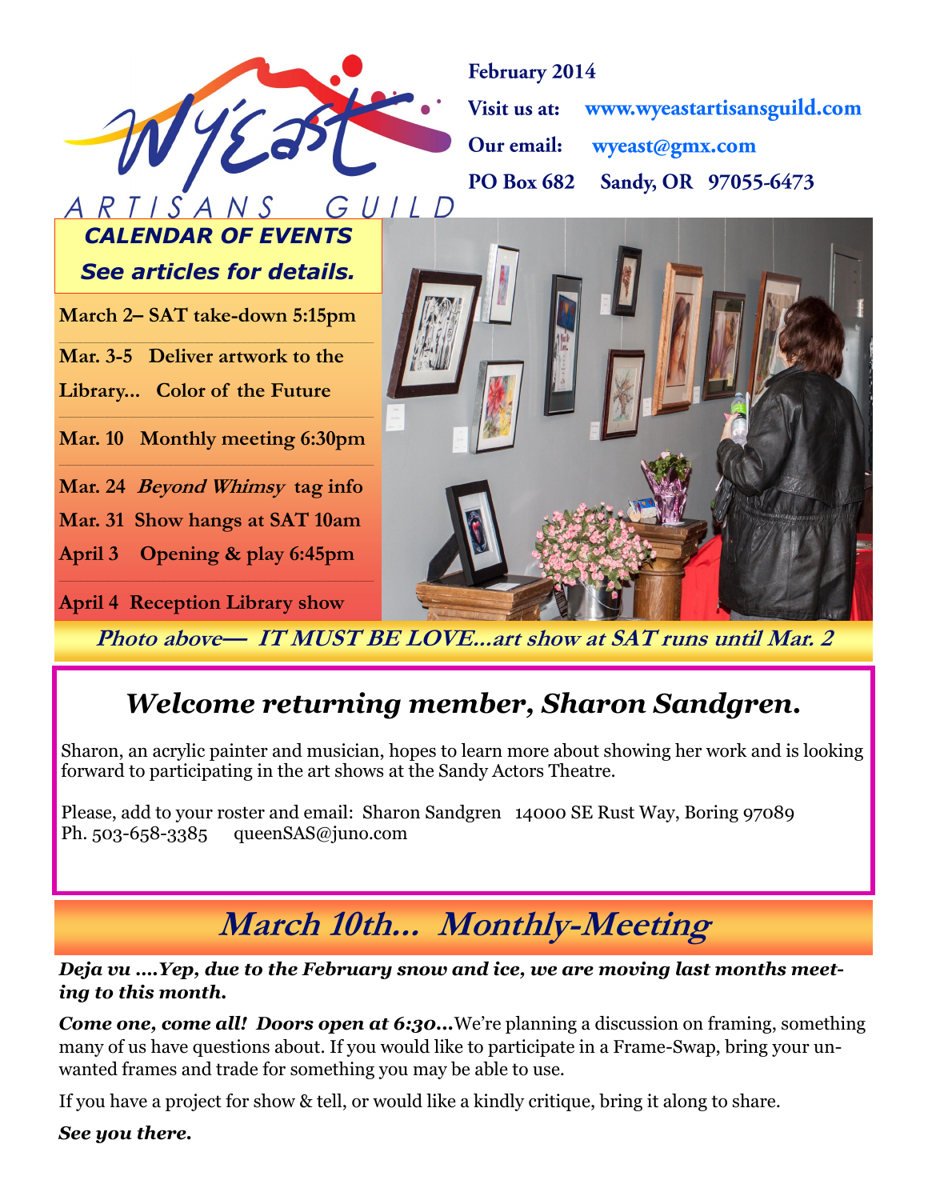# WyEast ARTISANS GUILD

**February 2014**

**Visit us at:** **www.wyeastartisansguild.com**

**Our email:** **wyeast@gmx.com**

**PO Box 682 Sandy, OR 97055-6473**

***CALENDAR OF EVENTS***
***See articles for details.***

**March 2– SAT take-down 5:15pm**

**Mar. 3-5 Deliver artwork to the Library... Color of the Future**

**Mar. 10 Monthly meeting 6:30pm**

**Mar. 24 *Beyond Whimsy* tag info**

**Mar. 31 Show hangs at SAT 10am**

**April 3 Opening & play 6:45pm**

**April 4 Reception Library show**

***Photo above— IT MUST BE LOVE...art show at SAT runs until Mar. 2***

## *Welcome returning member, Sharon Sandgren.*

Sharon, an acrylic painter and musician, hopes to learn more about showing her work and is looking forward to participating in the art shows at the Sandy Actors Theatre.

Please, add to your roster and email: Sharon Sandgren 14000 SE Rust Way, Boring 97089
Ph. 503-658-3385 queenSAS@juno.com

## *March 10th... Monthly-Meeting*

***Deja vu ....Yep, due to the February snow and ice, we are moving last months meeting to this month.***

***Come one, come all! Doors open at 6:30...*** We're planning a discussion on framing, something many of us have questions about. If you would like to participate in a Frame-Swap, bring your unwanted frames and trade for something you may be able to use.

If you have a project for show & tell, or would like a kindly critique, bring it along to share.

***See you there.***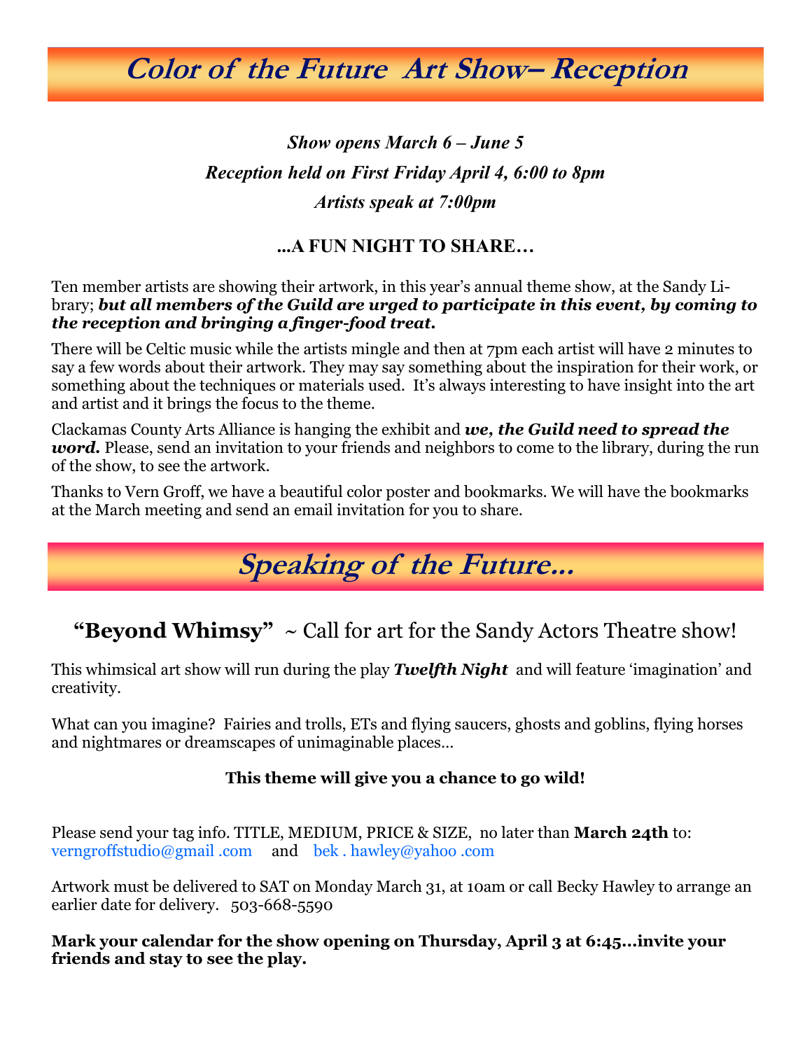# Color of the Future Art Show– Reception

*Show opens March 6 – June 5*

*Reception held on First Friday April 4, 6:00 to 8pm*

*Artists speak at 7:00pm*

**...A FUN NIGHT TO SHARE…**

Ten member artists are showing their artwork, in this year's annual theme show, at the Sandy Library; ***but all members of the Guild are urged to participate in this event, by coming to the reception and bringing a finger-food treat.***

There will be Celtic music while the artists mingle and then at 7pm each artist will have 2 minutes to say a few words about their artwork. They may say something about the inspiration for their work, or something about the techniques or materials used. It's always interesting to have insight into the art and artist and it brings the focus to the theme.

Clackamas County Arts Alliance is hanging the exhibit and ***we, the Guild need to spread the word.*** Please, send an invitation to your friends and neighbors to come to the library, during the run of the show, to see the artwork.

Thanks to Vern Groff, we have a beautiful color poster and bookmarks. We will have the bookmarks at the March meeting and send an email invitation for you to share.

# Speaking of the Future...

## "Beyond Whimsy" ~ Call for art for the Sandy Actors Theatre show!

This whimsical art show will run during the play ***Twelfth Night*** and will feature 'imagination' and creativity.

What can you imagine? Fairies and trolls, ETs and flying saucers, ghosts and goblins, flying horses and nightmares or dreamscapes of unimaginable places…

**This theme will give you a chance to go wild!**

Please send your tag info. TITLE, MEDIUM, PRICE & SIZE, no later than **March 24th** to: verngroffstudio@gmail .com and bek . hawley@yahoo .com

Artwork must be delivered to SAT on Monday March 31, at 10am or call Becky Hawley to arrange an earlier date for delivery. 503-668-5590

**Mark your calendar for the show opening on Thursday, April 3 at 6:45...invite your friends and stay to see the play.**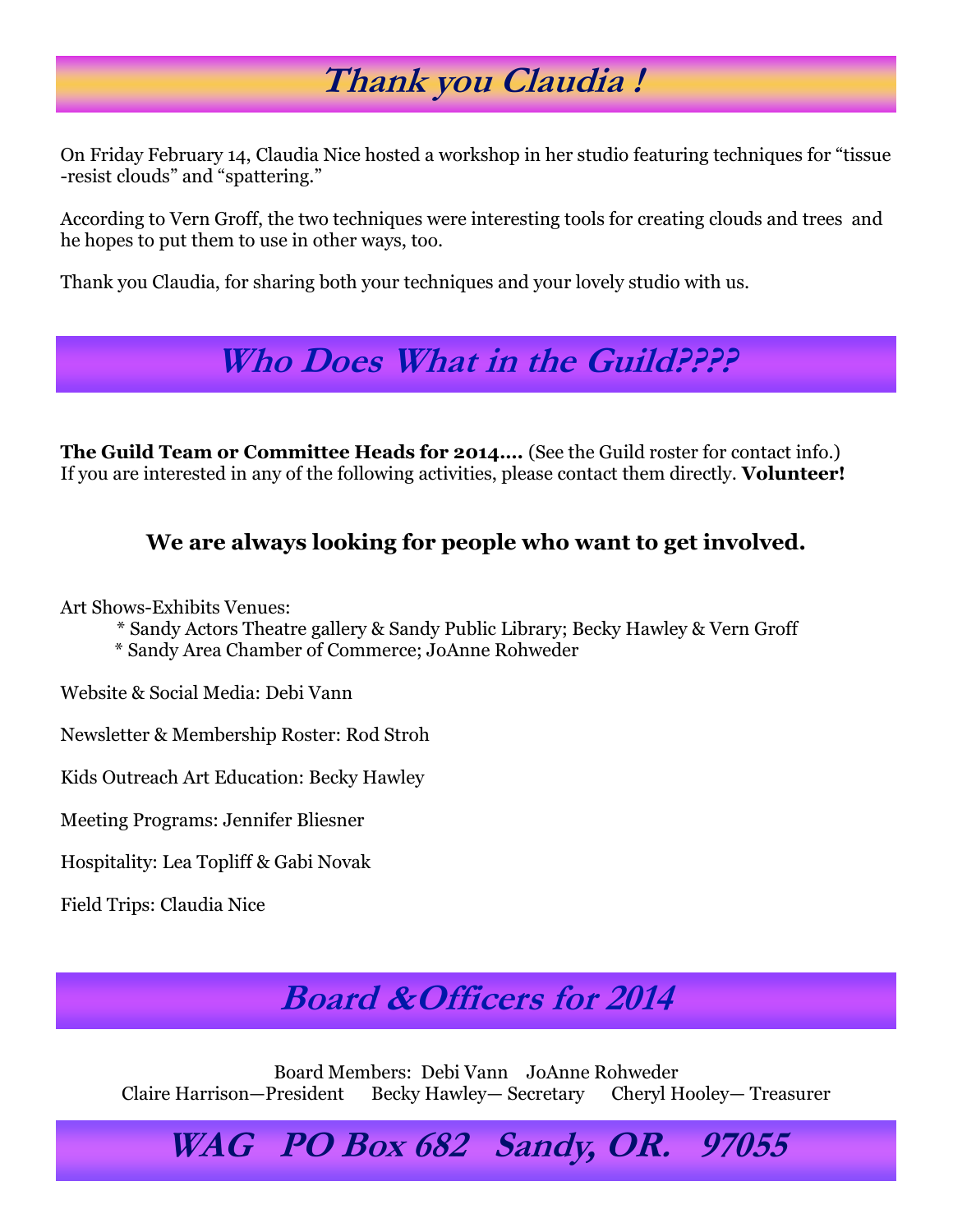# Thank you Claudia !

On Friday February 14, Claudia Nice hosted a workshop in her studio featuring techniques for "tissue-resist clouds" and "spattering."

According to Vern Groff, the two techniques were interesting tools for creating clouds and trees and he hopes to put them to use in other ways, too.

Thank you Claudia, for sharing both your techniques and your lovely studio with us.

# Who Does What in the Guild????

**The Guild Team or Committee Heads for 2014….** (See the Guild roster for contact info.) If you are interested in any of the following activities, please contact them directly. **Volunteer!**

**We are always looking for people who want to get involved.**

Art Shows-Exhibits Venues:

* Sandy Actors Theatre gallery & Sandy Public Library; Becky Hawley & Vern Groff
* Sandy Area Chamber of Commerce; JoAnne Rohweder

Website & Social Media: Debi Vann

Newsletter & Membership Roster: Rod Stroh

Kids Outreach Art Education: Becky Hawley

Meeting Programs: Jennifer Bliesner

Hospitality: Lea Topliff & Gabi Novak

Field Trips: Claudia Nice

# Board &Officers for 2014

Board Members: Debi Vann JoAnne Rohweder

Claire Harrison—President Becky Hawley— Secretary Cheryl Hooley— Treasurer

# WAG PO Box 682 Sandy, OR. 97055